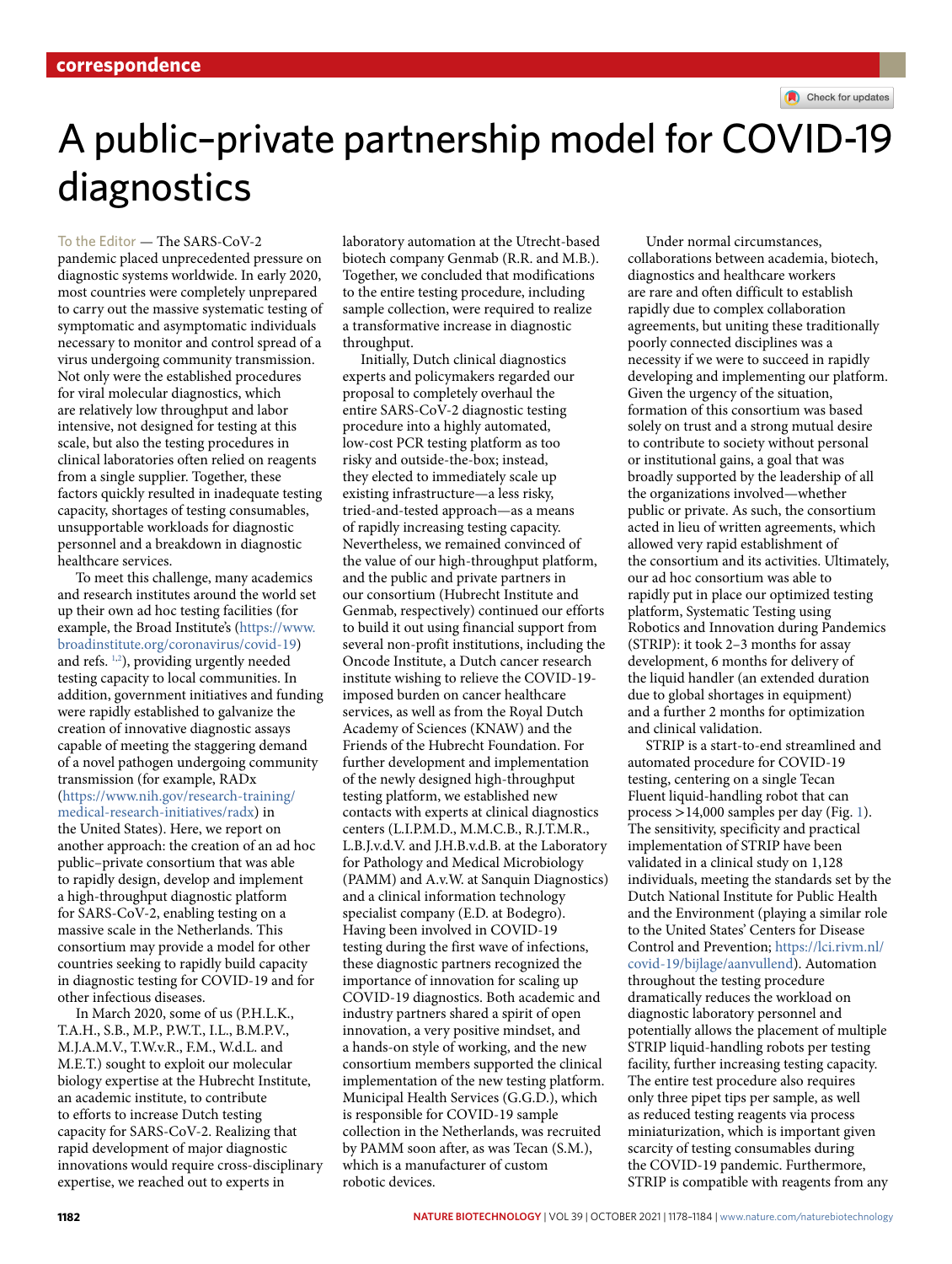# A public–private partnership model for COVID-19 diagnostics

To the Editor — The SARS-CoV-2 pandemic placed unprecedented pressure on diagnostic systems worldwide. In early 2020, most countries were completely unprepared to carry out the massive systematic testing of symptomatic and asymptomatic individuals necessary to monitor and control spread of a virus undergoing community transmission. Not only were the established procedures for viral molecular diagnostics, which are relatively low throughput and labor intensive, not designed for testing at this scale, but also the testing procedures in clinical laboratories often relied on reagents from a single supplier. Together, these factors quickly resulted in inadequate testing capacity, shortages of testing consumables, unsupportable workloads for diagnostic personnel and a breakdown in diagnostic healthcare services.

To meet this challenge, many academics and research institutes around the world set up their own ad hoc testing facilities (for example, the Broad Institute's (https://www.broadinstitute.org/coronavirus/covid-19) and refs. [1,2]), providing urgently needed testing capacity to local communities. In addition, government initiatives and funding were rapidly established to galvanize the creation of innovative diagnostic assays capable of meeting the staggering demand of a novel pathogen undergoing community transmission (for example, RADx (https://www.nih.gov/research-training/medical-research-initiatives/radx) in the United States). Here, we report on another approach: the creation of an ad hoc public–private consortium that was able to rapidly design, develop and implement a high-throughput diagnostic platform for SARS-CoV-2, enabling testing on a massive scale in the Netherlands. This consortium may provide a model for other countries seeking to rapidly build capacity in diagnostic testing for COVID-19 and for other infectious diseases.

In March 2020, some of us (P.H.L.K., T.A.H., S.B., M.P., P.W.T., I.L., B.M.P.V., M.J.A.M.V., T.W.v.R., F.M., W.d.L. and M.E.T.) sought to exploit our molecular biology expertise at the Hubrecht Institute, an academic institute, to contribute to efforts to increase Dutch testing capacity for SARS-CoV-2. Realizing that rapid development of major diagnostic innovations would require cross-disciplinary expertise, we reached out to experts in laboratory automation at the Utrecht-based biotech company Genmab (R.R. and M.B.). Together, we concluded that modifications to the entire testing procedure, including sample collection, were required to realize a transformative increase in diagnostic throughput.

Initially, Dutch clinical diagnostics experts and policymakers regarded our proposal to completely overhaul the entire SARS-CoV-2 diagnostic testing procedure into a highly automated, low-cost PCR testing platform as too risky and outside-the-box; instead, they elected to immediately scale up existing infrastructure—a less risky, tried-and-tested approach—as a means of rapidly increasing testing capacity. Nevertheless, we remained convinced of the value of our high-throughput platform, and the public and private partners in our consortium (Hubrecht Institute and Genmab, respectively) continued our efforts to build it out using financial support from several non-profit institutions, including the Oncode Institute, a Dutch cancer research institute wishing to relieve the COVID-19-imposed burden on cancer healthcare services, as well as from the Royal Dutch Academy of Sciences (KNAW) and the Friends of the Hubrecht Foundation. For further development and implementation of the newly designed high-throughput testing platform, we established new contacts with experts at clinical diagnostics centers (L.I.P.M.D., M.M.C.B., R.J.T.M.R., L.B.J.v.d.V. and J.H.B.v.d.B. at the Laboratory for Pathology and Medical Microbiology (PAMM) and A.v.W. at Sanquin Diagnostics) and a clinical information technology specialist company (E.D. at Bodegro). Having been involved in COVID-19 testing during the first wave of infections, these diagnostic partners recognized the importance of innovation for scaling up COVID-19 diagnostics. Both academic and industry partners shared a spirit of open innovation, a very positive mindset, and a hands-on style of working, and the new consortium members supported the clinical implementation of the new testing platform. Municipal Health Services (G.G.D.), which is responsible for COVID-19 sample collection in the Netherlands, was recruited by PAMM soon after, as was Tecan (S.M.), which is a manufacturer of custom robotic devices.

Under normal circumstances, collaborations between academia, biotech, diagnostics and healthcare workers are rare and often difficult to establish rapidly due to complex collaboration agreements, but uniting these traditionally poorly connected disciplines was a necessity if we were to succeed in rapidly developing and implementing our platform. Given the urgency of the situation, formation of this consortium was based solely on trust and a strong mutual desire to contribute to society without personal or institutional gains, a goal that was broadly supported by the leadership of all the organizations involved—whether public or private. As such, the consortium acted in lieu of written agreements, which allowed very rapid establishment of the consortium and its activities. Ultimately, our ad hoc consortium was able to rapidly put in place our optimized testing platform, Systematic Testing using Robotics and Innovation during Pandemics (STRIP): it took 2–3 months for assay development, 6 months for delivery of the liquid handler (an extended duration due to global shortages in equipment) and a further 2 months for optimization and clinical validation.

STRIP is a start-to-end streamlined and automated procedure for COVID-19 testing, centering on a single Tecan Fluent liquid-handling robot that can process >14,000 samples per day (Fig. 1). The sensitivity, specificity and practical implementation of STRIP have been validated in a clinical study on 1,128 individuals, meeting the standards set by the Dutch National Institute for Public Health and the Environment (playing a similar role to the United States' Centers for Disease Control and Prevention; https://lci.rivm.nl/covid-19/bijlage/aanvullend). Automation throughout the testing procedure dramatically reduces the workload on diagnostic laboratory personnel and potentially allows the placement of multiple STRIP liquid-handling robots per testing facility, further increasing testing capacity. The entire test procedure also requires only three pipet tips per sample, as well as reduced testing reagents via process miniaturization, which is important given scarcity of testing consumables during the COVID-19 pandemic. Furthermore, STRIP is compatible with reagents from any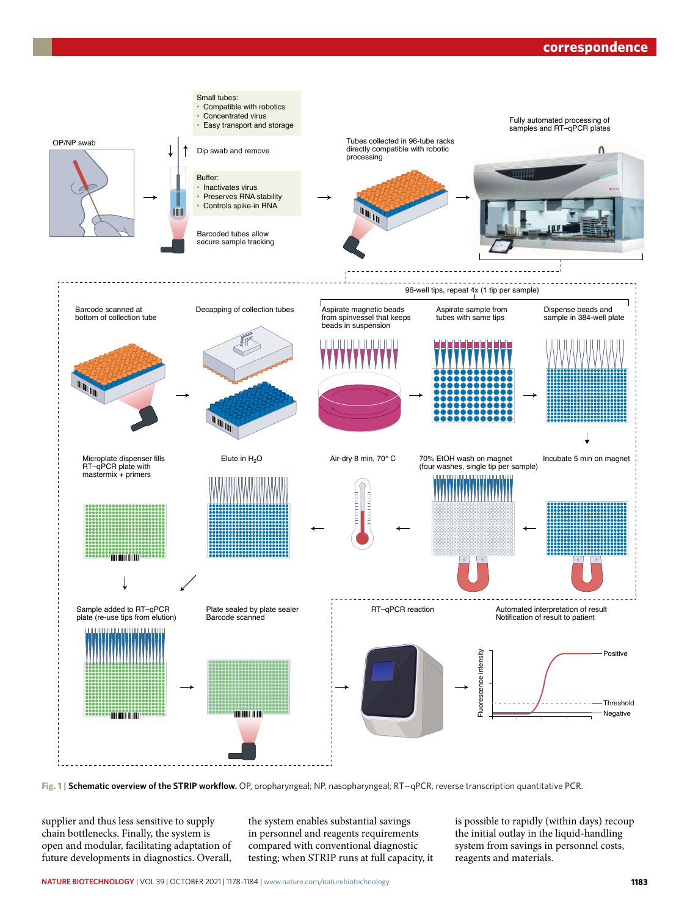Fig. 1 | **Schematic overview of the STRIP workflow.** OP, oropharyngeal; NP, nasopharyngeal; RT–qPCR, reverse transcription quantitative PCR.

supplier and thus less sensitive to supply chain bottlenecks. Finally, the system is open and modular, facilitating adaptation of future developments in diagnostics. Overall, the system enables substantial savings in personnel and reagents requirements compared with conventional diagnostic testing; when STRIP runs at full capacity, it is possible to rapidly (within days) recoup the initial outlay in the liquid-handling system from savings in personnel costs, reagents and materials.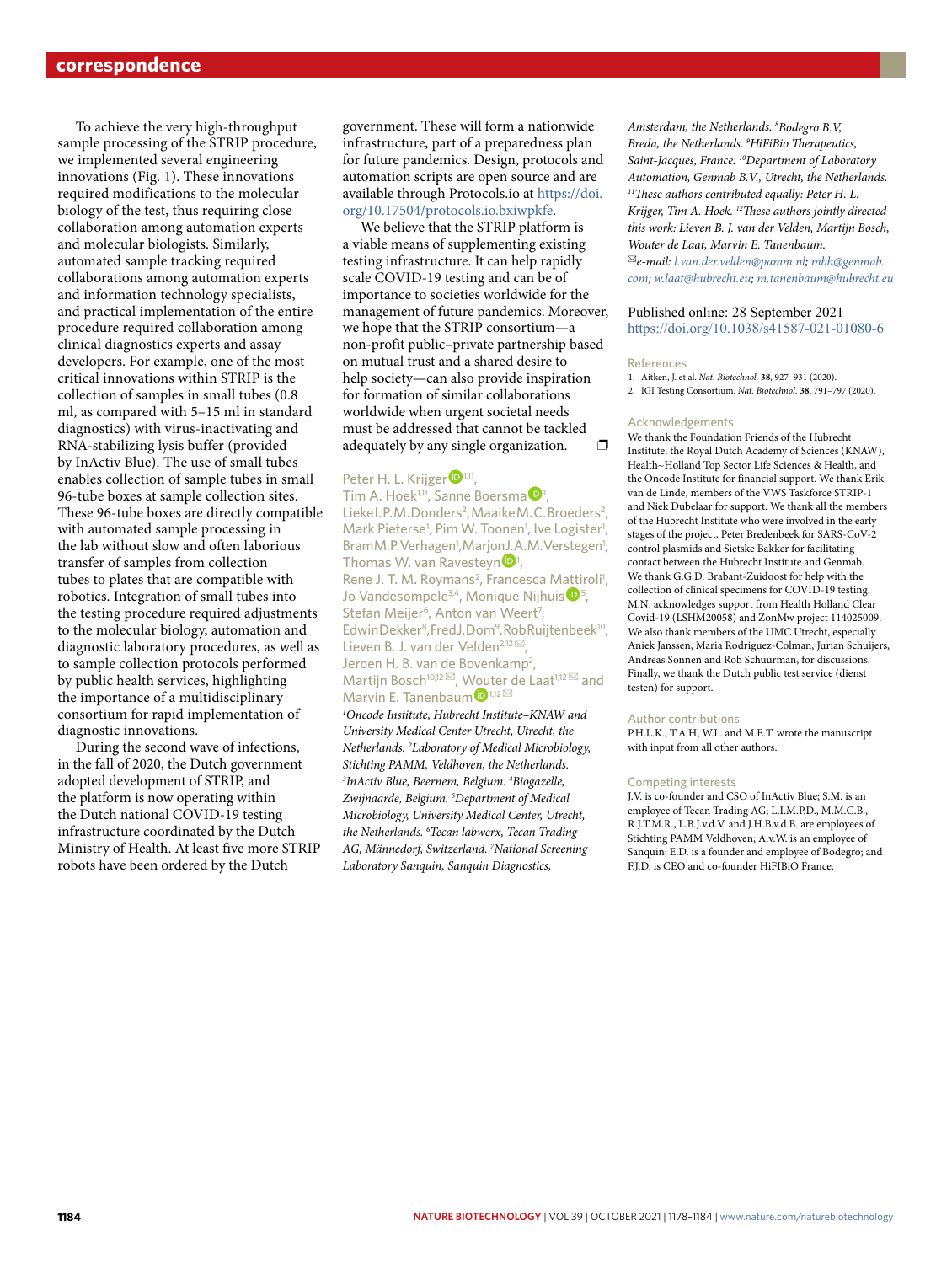To achieve the very high-throughput sample processing of the STRIP procedure, we implemented several engineering innovations (Fig. 1). These innovations required modifications to the molecular biology of the test, thus requiring close collaboration among automation experts and molecular biologists. Similarly, automated sample tracking required collaborations among automation experts and information technology specialists, and practical implementation of the entire procedure required collaboration among clinical diagnostics experts and assay developers. For example, one of the most critical innovations within STRIP is the collection of samples in small tubes (0.8 ml, as compared with 5–15 ml in standard diagnostics) with virus-inactivating and RNA-stabilizing lysis buffer (provided by InActiv Blue). The use of small tubes enables collection of sample tubes in small 96-tube boxes at sample collection sites. These 96-tube boxes are directly compatible with automated sample processing in the lab without slow and often laborious transfer of samples from collection tubes to plates that are compatible with robotics. Integration of small tubes into the testing procedure required adjustments to the molecular biology, automation and diagnostic laboratory procedures, as well as to sample collection protocols performed by public health services, highlighting the importance of a multidisciplinary consortium for rapid implementation of diagnostic innovations.

During the second wave of infections, in the fall of 2020, the Dutch government adopted development of STRIP, and the platform is now operating within the Dutch national COVID-19 testing infrastructure coordinated by the Dutch Ministry of Health. At least five more STRIP robots have been ordered by the Dutch government. These will form a nationwide infrastructure, part of a preparedness plan for future pandemics. Design, protocols and automation scripts are open source and are available through Protocols.io at https://doi.org/10.17504/protocols.io.bxiwpkfe.

We believe that the STRIP platform is a viable means of supplementing existing testing infrastructure. It can help rapidly scale COVID-19 testing and can be of importance to societies worldwide for the management of future pandemics. Moreover, we hope that the STRIP consortium—a non-profit public–private partnership based on mutual trust and a shared desire to help society—can also provide inspiration for formation of similar collaborations worldwide when urgent societal needs must be addressed that cannot be tackled adequately by any single organization. ❐

Peter H. L. Krijger[1,11], Tim A. Hoek[1,11], Sanne Boersma[1], Lieke I. P. M. Donders[2], Maaike M. C. Broeders[2], Mark Pieterse[1], Pim W. Toonen[1], Ive Logister[1], Bram M. P. Verhagen[1], Marjon J. A. M. Verstegen[1], Thomas W. van Ravesteyn[1], Rene J. T. M. Roymans[2], Francesca Mattiroli[1], Jo Vandesompele[3,4], Monique Nijhuis[5], Stefan Meijer[6], Anton van Weert[7], Edwin Dekker[8], Fred J. Dom[9], Rob Ruijtenbeek[10], Lieven B. J. van der Velden[2,12] ✉, Jeroen H. B. van de Bovenkamp[2], Martijn Bosch[10,12] ✉, Wouter de Laat[1,12] ✉ and Marvin E. Tanenbaum[1,12] ✉

*[1]Oncode Institute, Hubrecht Institute–KNAW and University Medical Center Utrecht, Utrecht, the Netherlands. [2]Laboratory of Medical Microbiology, Stichting PAMM, Veldhoven, the Netherlands. [3]InActiv Blue, Beernem, Belgium. [4]Biogazelle, Zwijnaarde, Belgium. [5]Department of Medical Microbiology, University Medical Center, Utrecht, the Netherlands. [6]Tecan labwerx, Tecan Trading AG, Männedorf, Switzerland. [7]National Screening Laboratory Sanquin, Sanquin Diagnostics, Amsterdam, the Netherlands. [8]Bodegro B.V, Breda, the Netherlands. [9]HiFiBio Therapeutics, Saint-Jacques, France. [10]Department of Laboratory Automation, Genmab B.V., Utrecht, the Netherlands. [11]These authors contributed equally: Peter H. L. Krijger, Tim A. Hoek. [12]These authors jointly directed this work: Lieven B. J. van der Velden, Martijn Bosch, Wouter de Laat, Marvin E. Tanenbaum.*
*✉e-mail: l.van.der.velden@pamm.nl; mbh@genmab.com; w.laat@hubrecht.eu; m.tanenbaum@hubrecht.eu*

Published online: 28 September 2021
https://doi.org/10.1038/s41587-021-01080-6

## References

1. Aitken, J. et al. *Nat. Biotechnol.* **38**, 927–931 (2020).
2. IGI Testing Consortium. *Nat. Biotechnol.* **38**, 791–797 (2020).

## Acknowledgements

We thank the Foundation Friends of the Hubrecht Institute, the Royal Dutch Academy of Sciences (KNAW), Health~Holland Top Sector Life Sciences & Health, and the Oncode Institute for financial support. We thank Erik van de Linde, members of the VWS Taskforce STRIP-1 and Niek Dubelaar for support. We thank all the members of the Hubrecht Institute who were involved in the early stages of the project, Peter Bredenbeek for SARS-CoV-2 control plasmids and Sietske Bakker for facilitating contact between the Hubrecht Institute and Genmab. We thank G.G.D. Brabant-Zuidoost for help with the collection of clinical specimens for COVID-19 testing. M.N. acknowledges support from Health Holland Clear Covid-19 (LSHM20058) and ZonMw project 114025009. We also thank members of the UMC Utrecht, especially Aniek Janssen, Maria Rodriguez-Colman, Jurian Schuijers, Andreas Sonnen and Rob Schuurman, for discussions. Finally, we thank the Dutch public test service (dienst testen) for support.

## Author contributions

P.H.L.K., T.A.H, W.L. and M.E.T. wrote the manuscript with input from all other authors.

## Competing interests

J.V. is co-founder and CSO of InActiv Blue; S.M. is an employee of Tecan Trading AG; L.I.M.P.D., M.M.C.B., R.J.T.M.R., L.B.J.v.d.V. and J.H.B.v.d.B. are employees of Stichting PAMM Veldhoven; A.v.W. is an employee of Sanquin; E.D. is a founder and employee of Bodegro; and F.J.D. is CEO and co-founder HiFIBiO France.